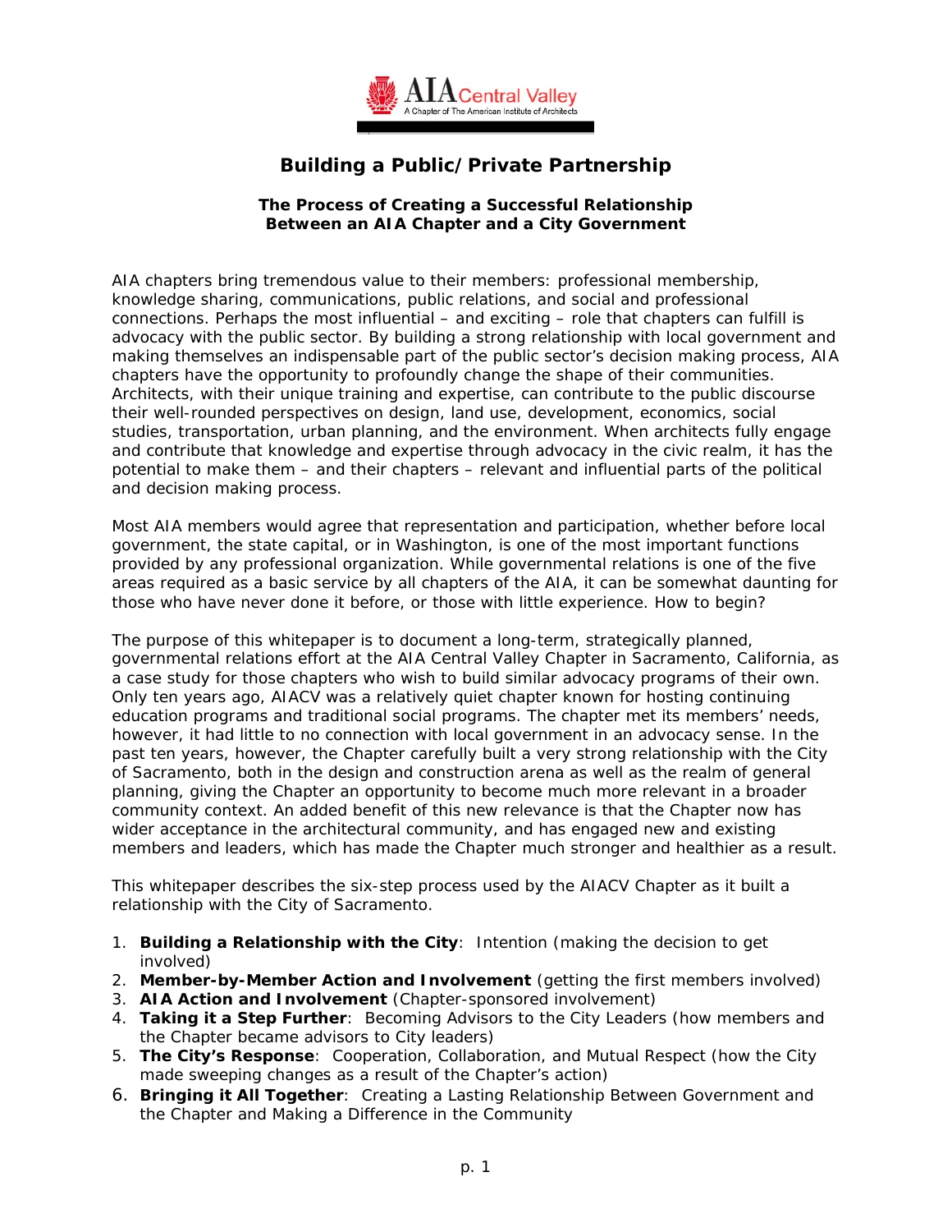AIA Central Valley
A Chapter of The American Institute of Architects

# Building a Public/Private Partnership

### The Process of Creating a Successful Relationship Between an AIA Chapter and a City Government

AIA chapters bring tremendous value to their members: professional membership, knowledge sharing, communications, public relations, and social and professional connections. Perhaps the most influential – and exciting – role that chapters can fulfill is advocacy with the public sector. By building a strong relationship with local government and making themselves an indispensable part of the public sector's decision making process, AIA chapters have the opportunity to profoundly change the shape of their communities. Architects, with their unique training and expertise, can contribute to the public discourse their well-rounded perspectives on design, land use, development, economics, social studies, transportation, urban planning, and the environment. When architects fully engage and contribute that knowledge and expertise through advocacy in the civic realm, it has the potential to make them – and their chapters – relevant and influential parts of the political and decision making process.

Most AIA members would agree that representation and participation, whether before local government, the state capital, or in Washington, is one of the most important functions provided by any professional organization. While governmental relations is one of the five areas required as a basic service by all chapters of the AIA, it can be somewhat daunting for those who have never done it before, or those with little experience. How to begin?

The purpose of this whitepaper is to document a long-term, strategically planned, governmental relations effort at the AIA Central Valley Chapter in Sacramento, California, as a case study for those chapters who wish to build similar advocacy programs of their own. Only ten years ago, AIACV was a relatively quiet chapter known for hosting continuing education programs and traditional social programs. The chapter met its members' needs, however, it had little to no connection with local government in an advocacy sense. In the past ten years, however, the Chapter carefully built a very strong relationship with the City of Sacramento, both in the design and construction arena as well as the realm of general planning, giving the Chapter an opportunity to become much more relevant in a broader community context. An added benefit of this new relevance is that the Chapter now has wider acceptance in the architectural community, and has engaged new and existing members and leaders, which has made the Chapter much stronger and healthier as a result.

This whitepaper describes the six-step process used by the AIACV Chapter as it built a relationship with the City of Sacramento.

1. **Building a Relationship with the City**: Intention (making the decision to get involved)
2. **Member-by-Member Action and Involvement** (getting the first members involved)
3. **AIA Action and Involvement** (Chapter-sponsored involvement)
4. **Taking it a Step Further**: Becoming Advisors to the City Leaders (how members and the Chapter became advisors to City leaders)
5. **The City's Response**: Cooperation, Collaboration, and Mutual Respect (how the City made sweeping changes as a result of the Chapter's action)
6. **Bringing it All Together**: Creating a Lasting Relationship Between Government and the Chapter and Making a Difference in the Community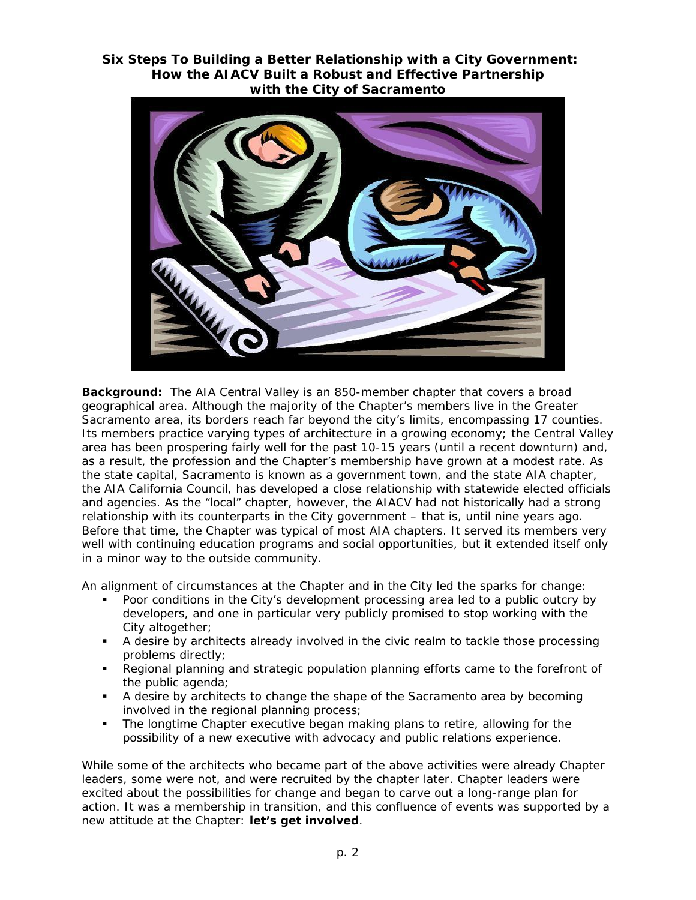**Six Steps To Building a Better Relationship with a City Government: How the AIACV Built a Robust and Effective Partnership with the City of Sacramento**

**Background:** The AIA Central Valley is an 850-member chapter that covers a broad geographical area. Although the majority of the Chapter's members live in the Greater Sacramento area, its borders reach far beyond the city's limits, encompassing 17 counties. Its members practice varying types of architecture in a growing economy; the Central Valley area has been prospering fairly well for the past 10-15 years (until a recent downturn) and, as a result, the profession and the Chapter's membership have grown at a modest rate. As the state capital, Sacramento is known as a government town, and the state AIA chapter, the AIA California Council, has developed a close relationship with statewide elected officials and agencies. As the "local" chapter, however, the AIACV had not historically had a strong relationship with its counterparts in the City government – that is, until nine years ago. Before that time, the Chapter was typical of most AIA chapters. It served its members very well with continuing education programs and social opportunities, but it extended itself only in a minor way to the outside community.

An alignment of circumstances at the Chapter and in the City led the sparks for change:

- Poor conditions in the City's development processing area led to a public outcry by developers, and one in particular very publicly promised to stop working with the City altogether;
- A desire by architects already involved in the civic realm to tackle those processing problems directly;
- Regional planning and strategic population planning efforts came to the forefront of the public agenda;
- A desire by architects to change the shape of the Sacramento area by becoming involved in the regional planning process;
- The longtime Chapter executive began making plans to retire, allowing for the possibility of a new executive with advocacy and public relations experience.

While some of the architects who became part of the above activities were already Chapter leaders, some were not, and were recruited by the chapter later. Chapter leaders were excited about the possibilities for change and began to carve out a long-range plan for action. It was a membership in transition, and this confluence of events was supported by a new attitude at the Chapter: **let's get involved**.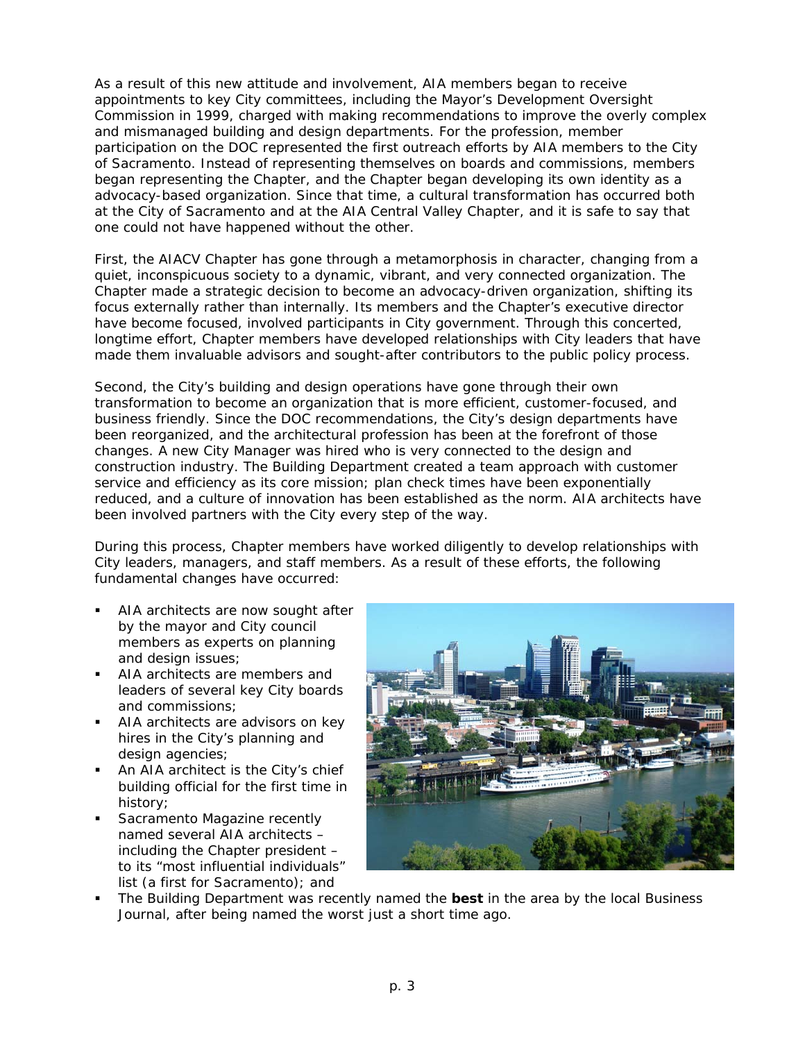As a result of this new attitude and involvement, AIA members began to receive appointments to key City committees, including the Mayor's Development Oversight Commission in 1999, charged with making recommendations to improve the overly complex and mismanaged building and design departments. For the profession, member participation on the DOC represented the first outreach efforts by AIA members to the City of Sacramento. Instead of representing themselves on boards and commissions, members began representing the Chapter, and the Chapter began developing its own identity as a advocacy-based organization. Since that time, a cultural transformation has occurred both at the City of Sacramento and at the AIA Central Valley Chapter, and it is safe to say that one could not have happened without the other.

First, the AIACV Chapter has gone through a metamorphosis in character, changing from a quiet, inconspicuous society to a dynamic, vibrant, and very connected organization. The Chapter made a strategic decision to become an advocacy-driven organization, shifting its focus externally rather than internally. Its members and the Chapter's executive director have become focused, involved participants in City government. Through this concerted, longtime effort, Chapter members have developed relationships with City leaders that have made them invaluable advisors and sought-after contributors to the public policy process.

Second, the City's building and design operations have gone through their own transformation to become an organization that is more efficient, customer-focused, and business friendly. Since the DOC recommendations, the City's design departments have been reorganized, and the architectural profession has been at the forefront of those changes. A new City Manager was hired who is very connected to the design and construction industry. The Building Department created a team approach with customer service and efficiency as its core mission; plan check times have been exponentially reduced, and a culture of innovation has been established as the norm. AIA architects have been involved partners with the City every step of the way.

During this process, Chapter members have worked diligently to develop relationships with City leaders, managers, and staff members. As a result of these efforts, the following fundamental changes have occurred:

- AIA architects are now sought after by the mayor and City council members as experts on planning and design issues;
- AIA architects are members and leaders of several key City boards and commissions;
- AIA architects are advisors on key hires in the City's planning and design agencies;
- An AIA architect is the City's chief building official for the first time in history;
- Sacramento Magazine recently named several AIA architects – including the Chapter president – to its "most influential individuals" list (a first for Sacramento); and
- The Building Department was recently named the **best** in the area by the local Business Journal, after being named the worst just a short time ago.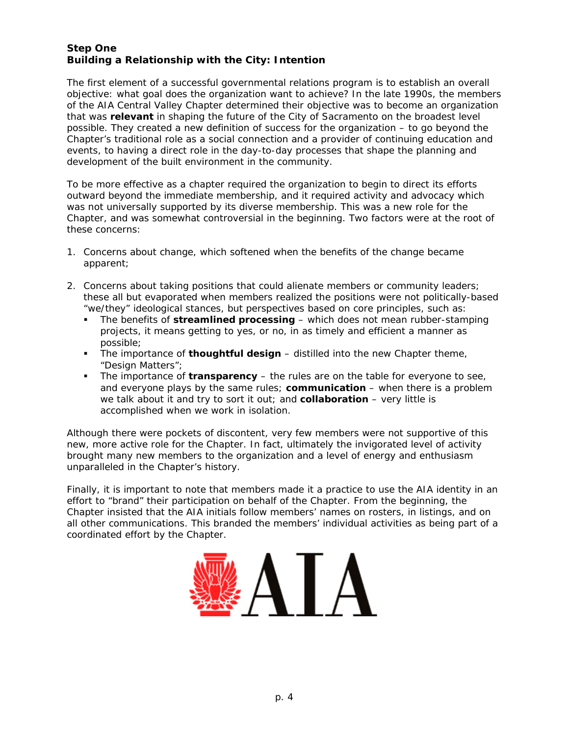**Step One**
**Building a Relationship with the City: Intention**

The first element of a successful governmental relations program is to establish an overall objective: what goal does the organization want to achieve? In the late 1990s, the members of the AIA Central Valley Chapter determined their objective was to become an organization that was **relevant** in shaping the future of the City of Sacramento on the broadest level possible. They created a new definition of success for the organization – to go beyond the Chapter's traditional role as a social connection and a provider of continuing education and events, to having a direct role in the day-to-day processes that shape the planning and development of the built environment in the community.

To be more effective as a chapter required the organization to begin to direct its efforts outward beyond the immediate membership, and it required activity and advocacy which was not universally supported by its diverse membership. This was a new role for the Chapter, and was somewhat controversial in the beginning. Two factors were at the root of these concerns:

1. Concerns about change, which softened when the benefits of the change became apparent;

2. Concerns about taking positions that could alienate members or community leaders; these all but evaporated when members realized the positions were not politically-based "we/they" ideological stances, but perspectives based on core principles, such as:
   - The benefits of **streamlined processing** – which does not mean rubber-stamping projects, it means getting to yes, or no, in as timely and efficient a manner as possible;
   - The importance of **thoughtful design** – distilled into the new Chapter theme, "Design Matters";
   - The importance of **transparency** – the rules are on the table for everyone to see, and everyone plays by the same rules; **communication** – when there is a problem we talk about it and try to sort it out; and **collaboration** – very little is accomplished when we work in isolation.

Although there were pockets of discontent, very few members were not supportive of this new, more active role for the Chapter. In fact, ultimately the invigorated level of activity brought many new members to the organization and a level of energy and enthusiasm unparalleled in the Chapter's history.

Finally, it is important to note that members made it a practice to use the AIA identity in an effort to "brand" their participation on behalf of the Chapter. From the beginning, the Chapter insisted that the AIA initials follow members' names on rosters, in listings, and on all other communications. This branded the members' individual activities as being part of a coordinated effort by the Chapter.

AIA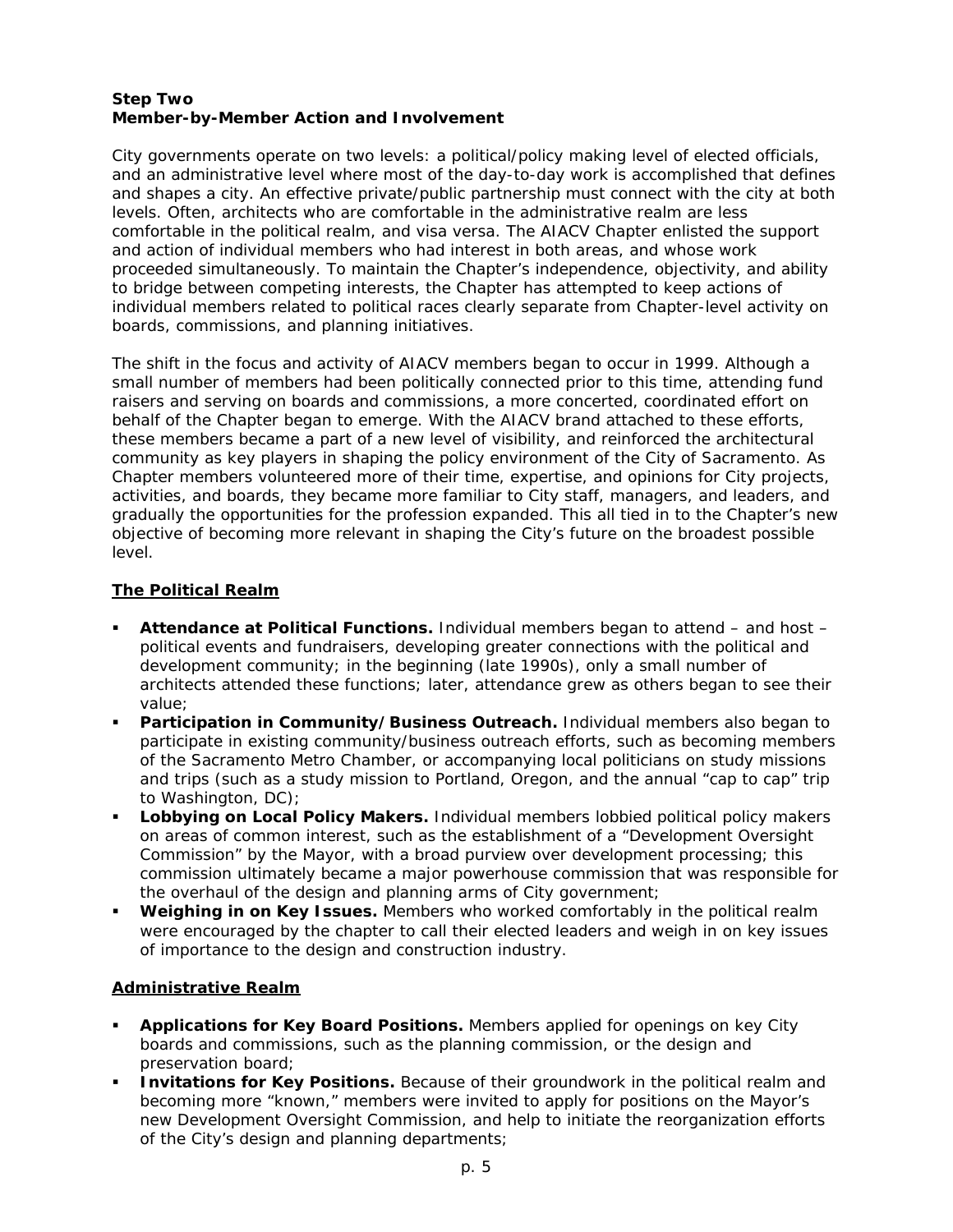**Step Two**
**Member-by-Member Action and Involvement**

City governments operate on two levels: a political/policy making level of elected officials, and an administrative level where most of the day-to-day work is accomplished that defines and shapes a city. An effective private/public partnership must connect with the city at both levels. Often, architects who are comfortable in the administrative realm are less comfortable in the political realm, and visa versa. The AIACV Chapter enlisted the support and action of individual members who had interest in both areas, and whose work proceeded simultaneously. To maintain the Chapter's independence, objectivity, and ability to bridge between competing interests, the Chapter has attempted to keep actions of individual members related to political races clearly separate from Chapter-level activity on boards, commissions, and planning initiatives.

The shift in the focus and activity of AIACV members began to occur in 1999. Although a small number of members had been politically connected prior to this time, attending fund raisers and serving on boards and commissions, a more concerted, coordinated effort on behalf of the Chapter began to emerge. With the AIACV brand attached to these efforts, these members became a part of a new level of visibility, and reinforced the architectural community as key players in shaping the policy environment of the City of Sacramento. As Chapter members volunteered more of their time, expertise, and opinions for City projects, activities, and boards, they became more familiar to City staff, managers, and leaders, and gradually the opportunities for the profession expanded. This all tied in to the Chapter's new objective of becoming more relevant in shaping the City's future on the broadest possible level.

**The Political Realm**

- **Attendance at Political Functions.** Individual members began to attend – and host – political events and fundraisers, developing greater connections with the political and development community; in the beginning (late 1990s), only a small number of architects attended these functions; later, attendance grew as others began to see their value;
- **Participation in Community/Business Outreach.** Individual members also began to participate in existing community/business outreach efforts, such as becoming members of the Sacramento Metro Chamber, or accompanying local politicians on study missions and trips (such as a study mission to Portland, Oregon, and the annual "cap to cap" trip to Washington, DC);
- **Lobbying on Local Policy Makers.** Individual members lobbied political policy makers on areas of common interest, such as the establishment of a "Development Oversight Commission" by the Mayor, with a broad purview over development processing; this commission ultimately became a major powerhouse commission that was responsible for the overhaul of the design and planning arms of City government;
- **Weighing in on Key Issues.** Members who worked comfortably in the political realm were encouraged by the chapter to call their elected leaders and weigh in on key issues of importance to the design and construction industry.

**Administrative Realm**

- **Applications for Key Board Positions.** Members applied for openings on key City boards and commissions, such as the planning commission, or the design and preservation board;
- **Invitations for Key Positions.** Because of their groundwork in the political realm and becoming more "known," members were invited to apply for positions on the Mayor's new Development Oversight Commission, and help to initiate the reorganization efforts of the City's design and planning departments;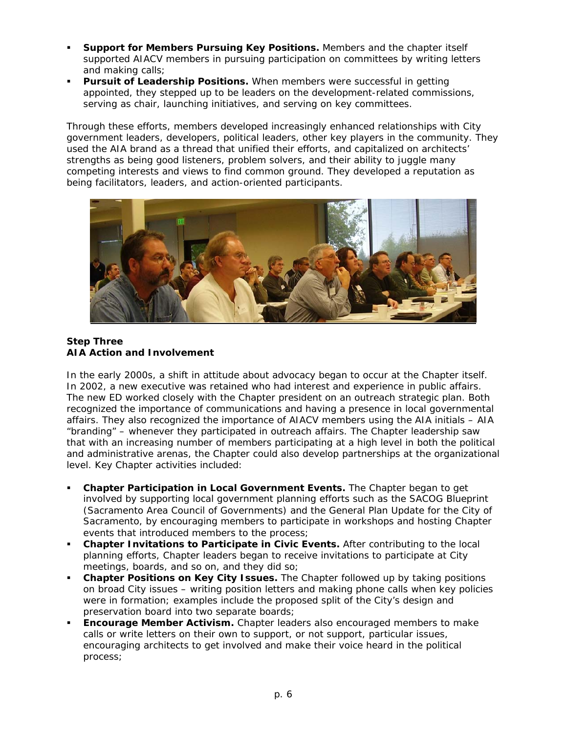- **Support for Members Pursuing Key Positions.** Members and the chapter itself supported AIACV members in pursuing participation on committees by writing letters and making calls;
- **Pursuit of Leadership Positions.** When members were successful in getting appointed, they stepped up to be leaders on the development-related commissions, serving as chair, launching initiatives, and serving on key committees.

Through these efforts, members developed increasingly enhanced relationships with City government leaders, developers, political leaders, other key players in the community. They used the AIA brand as a thread that unified their efforts, and capitalized on architects' strengths as being good listeners, problem solvers, and their ability to juggle many competing interests and views to find common ground. They developed a reputation as being facilitators, leaders, and action-oriented participants.

**Step Three**
**AIA Action and Involvement**

In the early 2000s, a shift in attitude about advocacy began to occur at the Chapter itself. In 2002, a new executive was retained who had interest and experience in public affairs. The new ED worked closely with the Chapter president on an outreach strategic plan. Both recognized the importance of communications and having a presence in local governmental affairs. They also recognized the importance of AIACV members using the AIA initials – AIA "branding" – whenever they participated in outreach affairs. The Chapter leadership saw that with an increasing number of members participating at a high level in both the political and administrative arenas, the Chapter could also develop partnerships at the organizational level. Key Chapter activities included:

- **Chapter Participation in Local Government Events.** The Chapter began to get involved by supporting local government planning efforts such as the SACOG Blueprint (Sacramento Area Council of Governments) and the General Plan Update for the City of Sacramento, by encouraging members to participate in workshops and hosting Chapter events that introduced members to the process;
- **Chapter Invitations to Participate in Civic Events.** After contributing to the local planning efforts, Chapter leaders began to receive invitations to participate at City meetings, boards, and so on, and they did so;
- **Chapter Positions on Key City Issues.** The Chapter followed up by taking positions on broad City issues – writing position letters and making phone calls when key policies were in formation; examples include the proposed split of the City's design and preservation board into two separate boards;
- **Encourage Member Activism.** Chapter leaders also encouraged members to make calls or write letters on their own to support, or not support, particular issues, encouraging architects to get involved and make their voice heard in the political process;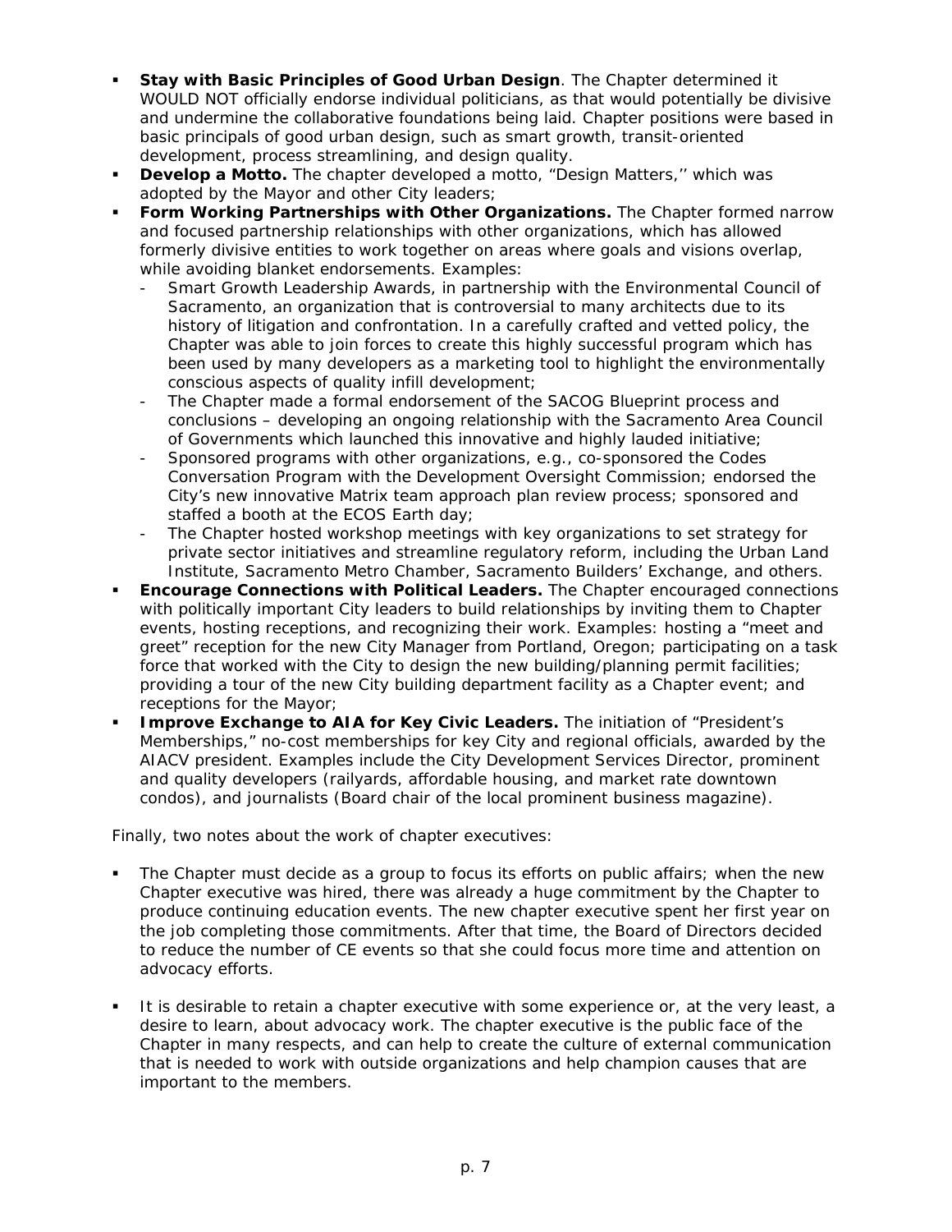- **Stay with Basic Principles of Good Urban Design**. The Chapter determined it WOULD NOT officially endorse individual politicians, as that would potentially be divisive and undermine the collaborative foundations being laid. Chapter positions were based in basic principals of good urban design, such as smart growth, transit-oriented development, process streamlining, and design quality.
- **Develop a Motto.** The chapter developed a motto, "Design Matters,'' which was adopted by the Mayor and other City leaders;
- **Form Working Partnerships with Other Organizations.** The Chapter formed narrow and focused partnership relationships with other organizations, which has allowed formerly divisive entities to work together on areas where goals and visions overlap, while avoiding blanket endorsements. Examples:
  - Smart Growth Leadership Awards, in partnership with the Environmental Council of Sacramento, an organization that is controversial to many architects due to its history of litigation and confrontation. In a carefully crafted and vetted policy, the Chapter was able to join forces to create this highly successful program which has been used by many developers as a marketing tool to highlight the environmentally conscious aspects of quality infill development;
  - The Chapter made a formal endorsement of the SACOG Blueprint process and conclusions – developing an ongoing relationship with the Sacramento Area Council of Governments which launched this innovative and highly lauded initiative;
  - Sponsored programs with other organizations, e.g., co-sponsored the Codes Conversation Program with the Development Oversight Commission; endorsed the City's new innovative Matrix team approach plan review process; sponsored and staffed a booth at the ECOS Earth day;
  - The Chapter hosted workshop meetings with key organizations to set strategy for private sector initiatives and streamline regulatory reform, including the Urban Land Institute, Sacramento Metro Chamber, Sacramento Builders' Exchange, and others.
- **Encourage Connections with Political Leaders.** The Chapter encouraged connections with politically important City leaders to build relationships by inviting them to Chapter events, hosting receptions, and recognizing their work. Examples: hosting a "meet and greet" reception for the new City Manager from Portland, Oregon; participating on a task force that worked with the City to design the new building/planning permit facilities; providing a tour of the new City building department facility as a Chapter event; and receptions for the Mayor;
- **Improve Exchange to AIA for Key Civic Leaders.** The initiation of "President's Memberships," no-cost memberships for key City and regional officials, awarded by the AIACV president. Examples include the City Development Services Director, prominent and quality developers (railyards, affordable housing, and market rate downtown condos), and journalists (Board chair of the local prominent business magazine).

Finally, two notes about the work of chapter executives:

- The Chapter must decide as a group to focus its efforts on public affairs; when the new Chapter executive was hired, there was already a huge commitment by the Chapter to produce continuing education events. The new chapter executive spent her first year on the job completing those commitments. After that time, the Board of Directors decided to reduce the number of CE events so that she could focus more time and attention on advocacy efforts.

- It is desirable to retain a chapter executive with some experience or, at the very least, a desire to learn, about advocacy work. The chapter executive is the public face of the Chapter in many respects, and can help to create the culture of external communication that is needed to work with outside organizations and help champion causes that are important to the members.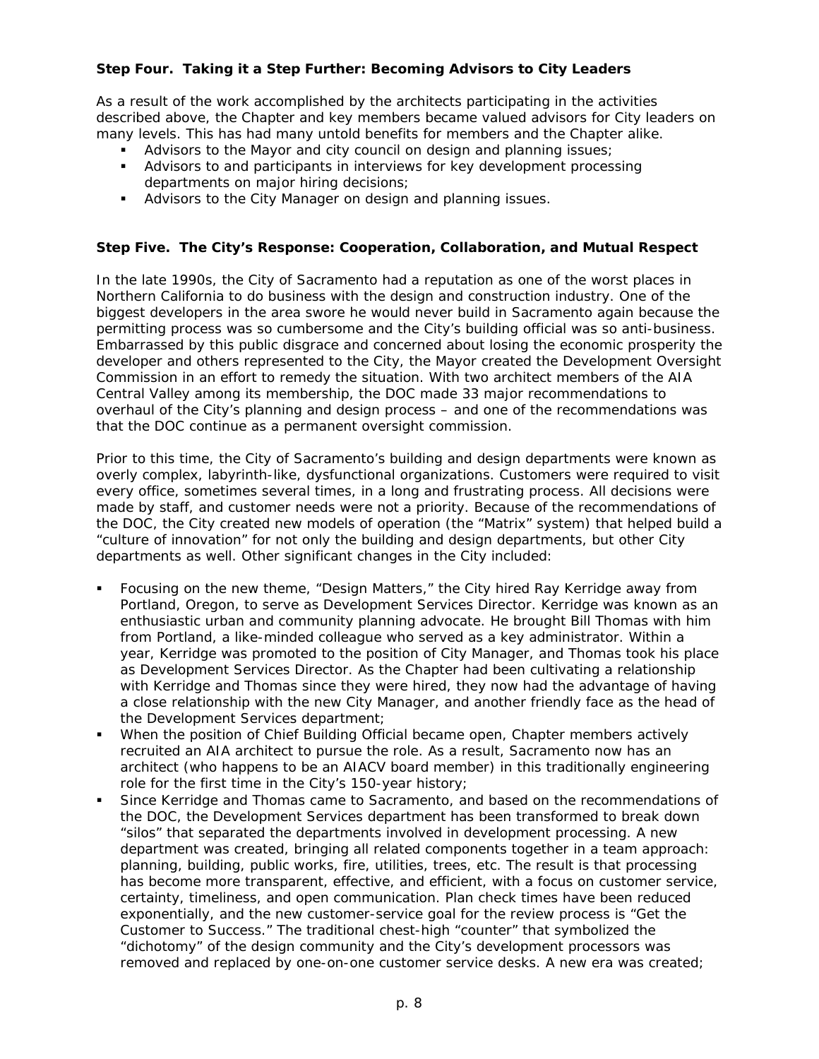**Step Four. Taking it a Step Further: Becoming Advisors to City Leaders**

As a result of the work accomplished by the architects participating in the activities described above, the Chapter and key members became valued advisors for City leaders on many levels. This has had many untold benefits for members and the Chapter alike.

- Advisors to the Mayor and city council on design and planning issues;
- Advisors to and participants in interviews for key development processing departments on major hiring decisions;
- Advisors to the City Manager on design and planning issues.

**Step Five. The City's Response: Cooperation, Collaboration, and Mutual Respect**

In the late 1990s, the City of Sacramento had a reputation as one of the worst places in Northern California to do business with the design and construction industry. One of the biggest developers in the area swore he would never build in Sacramento again because the permitting process was so cumbersome and the City's building official was so anti-business. Embarrassed by this public disgrace and concerned about losing the economic prosperity the developer and others represented to the City, the Mayor created the Development Oversight Commission in an effort to remedy the situation. With two architect members of the AIA Central Valley among its membership, the DOC made 33 major recommendations to overhaul of the City's planning and design process – and one of the recommendations was that the DOC continue as a permanent oversight commission.

Prior to this time, the City of Sacramento's building and design departments were known as overly complex, labyrinth-like, dysfunctional organizations. Customers were required to visit every office, sometimes several times, in a long and frustrating process. All decisions were made by staff, and customer needs were not a priority. Because of the recommendations of the DOC, the City created new models of operation (the "Matrix" system) that helped build a "culture of innovation" for not only the building and design departments, but other City departments as well. Other significant changes in the City included:

- Focusing on the new theme, "Design Matters," the City hired Ray Kerridge away from Portland, Oregon, to serve as Development Services Director. Kerridge was known as an enthusiastic urban and community planning advocate. He brought Bill Thomas with him from Portland, a like-minded colleague who served as a key administrator. Within a year, Kerridge was promoted to the position of City Manager, and Thomas took his place as Development Services Director. As the Chapter had been cultivating a relationship with Kerridge and Thomas since they were hired, they now had the advantage of having a close relationship with the new City Manager, and another friendly face as the head of the Development Services department;
- When the position of Chief Building Official became open, Chapter members actively recruited an AIA architect to pursue the role. As a result, Sacramento now has an architect (who happens to be an AIACV board member) in this traditionally engineering role for the first time in the City's 150-year history;
- Since Kerridge and Thomas came to Sacramento, and based on the recommendations of the DOC, the Development Services department has been transformed to break down "silos" that separated the departments involved in development processing. A new department was created, bringing all related components together in a team approach: planning, building, public works, fire, utilities, trees, etc. The result is that processing has become more transparent, effective, and efficient, with a focus on customer service, certainty, timeliness, and open communication. Plan check times have been reduced exponentially, and the new customer-service goal for the review process is "Get the Customer to Success." The traditional chest-high "counter" that symbolized the "dichotomy" of the design community and the City's development processors was removed and replaced by one-on-one customer service desks. A new era was created;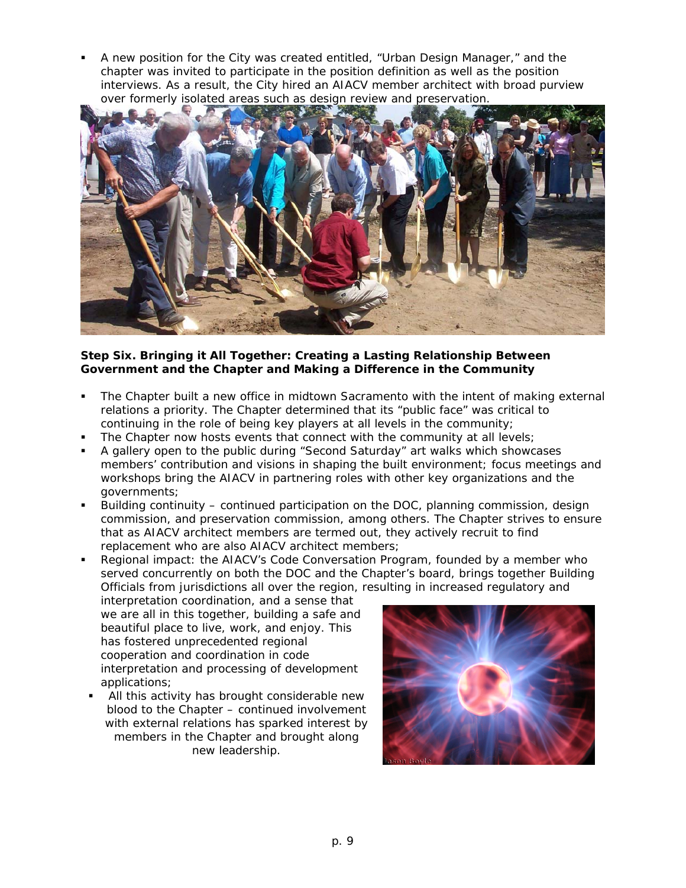- A new position for the City was created entitled, "Urban Design Manager," and the chapter was invited to participate in the position definition as well as the position interviews. As a result, the City hired an AIACV member architect with broad purview over formerly isolated areas such as design review and preservation.

**Step Six. Bringing it All Together: Creating a Lasting Relationship Between Government and the Chapter and Making a Difference in the Community**

- The Chapter built a new office in midtown Sacramento with the intent of making external relations a priority. The Chapter determined that its "public face" was critical to continuing in the role of being key players at all levels in the community;
- The Chapter now hosts events that connect with the community at all levels;
- A gallery open to the public during "Second Saturday" art walks which showcases members' contribution and visions in shaping the built environment; focus meetings and workshops bring the AIACV in partnering roles with other key organizations and the governments;
- Building continuity – continued participation on the DOC, planning commission, design commission, and preservation commission, among others. The Chapter strives to ensure that as AIACV architect members are termed out, they actively recruit to find replacement who are also AIACV architect members;
- Regional impact: the AIACV's Code Conversation Program, founded by a member who served concurrently on both the DOC and the Chapter's board, brings together Building Officials from jurisdictions all over the region, resulting in increased regulatory and interpretation coordination, and a sense that we are all in this together, building a safe and beautiful place to live, work, and enjoy. This has fostered unprecedented regional cooperation and coordination in code interpretation and processing of development applications;
- All this activity has brought considerable new blood to the Chapter – continued involvement with external relations has sparked interest by members in the Chapter and brought along new leadership.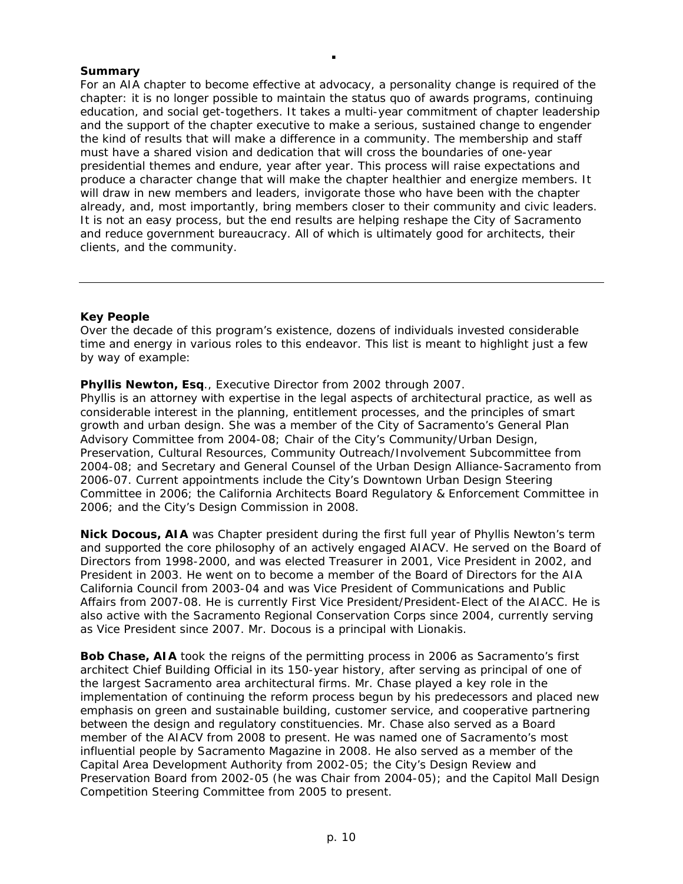**Summary**

For an AIA chapter to become effective at advocacy, a personality change is required of the chapter: it is no longer possible to maintain the status quo of awards programs, continuing education, and social get-togethers. It takes a multi-year commitment of chapter leadership and the support of the chapter executive to make a serious, sustained change to engender the kind of results that will make a difference in a community. The membership and staff must have a shared vision and dedication that will cross the boundaries of one-year presidential themes and endure, year after year. This process will raise expectations and produce a character change that will make the chapter healthier and energize members. It will draw in new members and leaders, invigorate those who have been with the chapter already, and, most importantly, bring members closer to their community and civic leaders. It is not an easy process, but the end results are helping reshape the City of Sacramento and reduce government bureaucracy. All of which is ultimately good for architects, their clients, and the community.

---

**Key People**

Over the decade of this program's existence, dozens of individuals invested considerable time and energy in various roles to this endeavor. This list is meant to highlight just a few by way of example:

**Phyllis Newton, Esq**., Executive Director from 2002 through 2007.
Phyllis is an attorney with expertise in the legal aspects of architectural practice, as well as considerable interest in the planning, entitlement processes, and the principles of smart growth and urban design. She was a member of the City of Sacramento's General Plan Advisory Committee from 2004-08; Chair of the City's Community/Urban Design, Preservation, Cultural Resources, Community Outreach/Involvement Subcommittee from 2004-08; and Secretary and General Counsel of the Urban Design Alliance-Sacramento from 2006-07. Current appointments include the City's Downtown Urban Design Steering Committee in 2006; the California Architects Board Regulatory & Enforcement Committee in 2006; and the City's Design Commission in 2008.

**Nick Docous, AIA** was Chapter president during the first full year of Phyllis Newton's term and supported the core philosophy of an actively engaged AIACV. He served on the Board of Directors from 1998-2000, and was elected Treasurer in 2001, Vice President in 2002, and President in 2003. He went on to become a member of the Board of Directors for the AIA California Council from 2003-04 and was Vice President of Communications and Public Affairs from 2007-08. He is currently First Vice President/President-Elect of the AIACC. He is also active with the Sacramento Regional Conservation Corps since 2004, currently serving as Vice President since 2007. Mr. Docous is a principal with Lionakis.

**Bob Chase, AIA** took the reigns of the permitting process in 2006 as Sacramento's first architect Chief Building Official in its 150-year history, after serving as principal of one of the largest Sacramento area architectural firms. Mr. Chase played a key role in the implementation of continuing the reform process begun by his predecessors and placed new emphasis on green and sustainable building, customer service, and cooperative partnering between the design and regulatory constituencies. Mr. Chase also served as a Board member of the AIACV from 2008 to present. He was named one of Sacramento's most influential people by Sacramento Magazine in 2008. He also served as a member of the Capital Area Development Authority from 2002-05; the City's Design Review and Preservation Board from 2002-05 (he was Chair from 2004-05); and the Capitol Mall Design Competition Steering Committee from 2005 to present.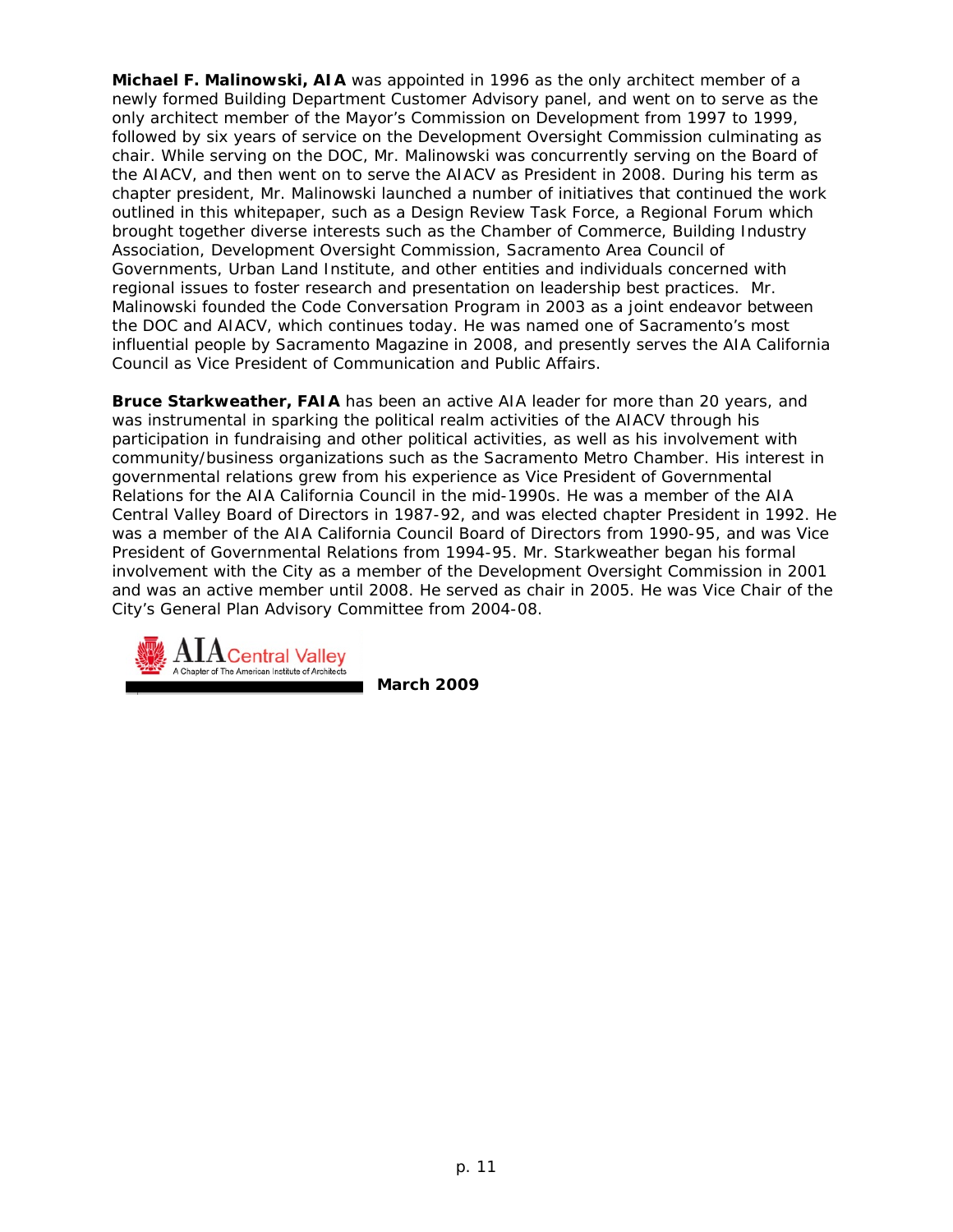**Michael F. Malinowski, AIA** was appointed in 1996 as the only architect member of a newly formed Building Department Customer Advisory panel, and went on to serve as the only architect member of the Mayor's Commission on Development from 1997 to 1999, followed by six years of service on the Development Oversight Commission culminating as chair. While serving on the DOC, Mr. Malinowski was concurrently serving on the Board of the AIACV, and then went on to serve the AIACV as President in 2008. During his term as chapter president, Mr. Malinowski launched a number of initiatives that continued the work outlined in this whitepaper, such as a Design Review Task Force, a Regional Forum which brought together diverse interests such as the Chamber of Commerce, Building Industry Association, Development Oversight Commission, Sacramento Area Council of Governments, Urban Land Institute, and other entities and individuals concerned with regional issues to foster research and presentation on leadership best practices. Mr. Malinowski founded the Code Conversation Program in 2003 as a joint endeavor between the DOC and AIACV, which continues today. He was named one of Sacramento's most influential people by Sacramento Magazine in 2008, and presently serves the AIA California Council as Vice President of Communication and Public Affairs.

**Bruce Starkweather, FAIA** has been an active AIA leader for more than 20 years, and was instrumental in sparking the political realm activities of the AIACV through his participation in fundraising and other political activities, as well as his involvement with community/business organizations such as the Sacramento Metro Chamber. His interest in governmental relations grew from his experience as Vice President of Governmental Relations for the AIA California Council in the mid-1990s. He was a member of the AIA Central Valley Board of Directors in 1987-92, and was elected chapter President in 1992. He was a member of the AIA California Council Board of Directors from 1990-95, and was Vice President of Governmental Relations from 1994-95. Mr. Starkweather began his formal involvement with the City as a member of the Development Oversight Commission in 2001 and was an active member until 2008. He served as chair in 2005. He was Vice Chair of the City's General Plan Advisory Committee from 2004-08.

AIA Central Valley
A Chapter of The American Institute of Architects

**March 2009**